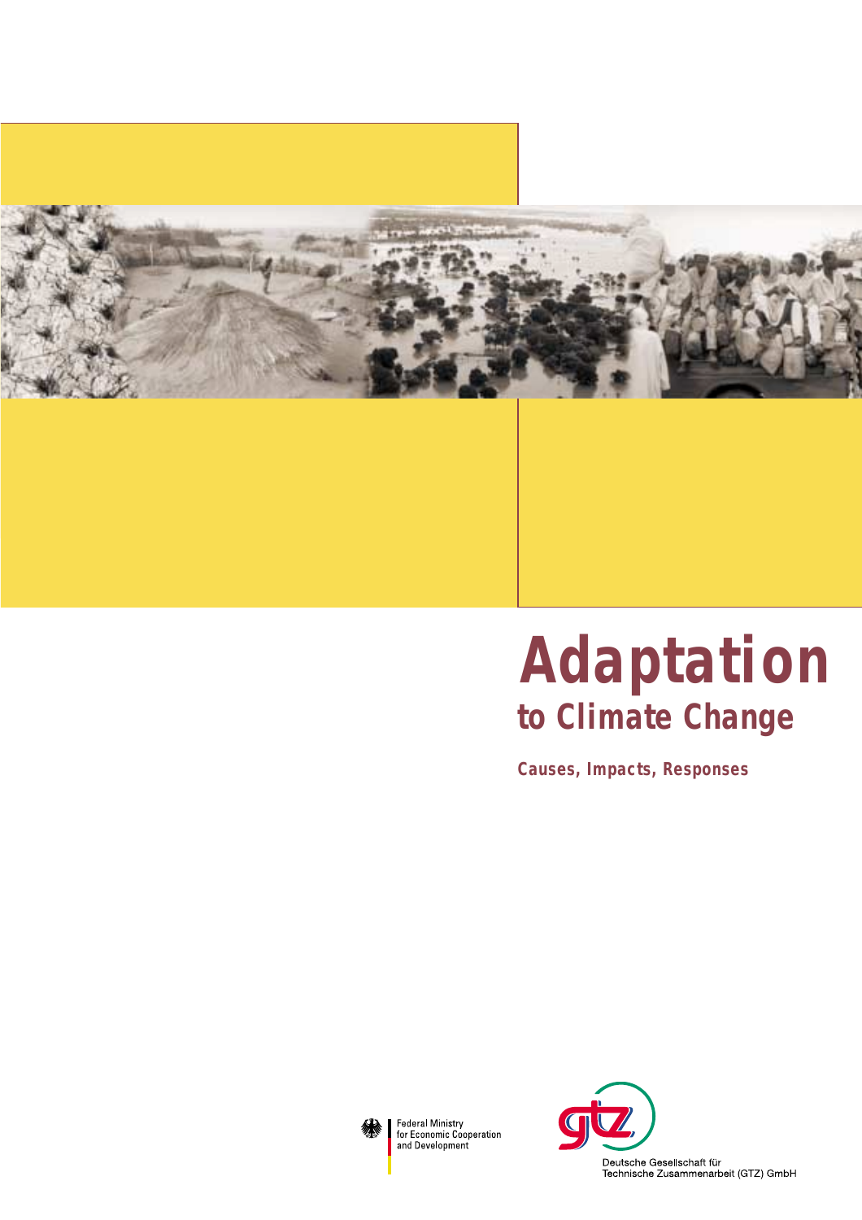# Adaptation

## to Climate Change

### Causes, Impacts, Responses

Federal Ministry
for Economic Cooperation
and Development

Deutsche Gesellschaft für
Technische Zusammenarbeit (GTZ) GmbH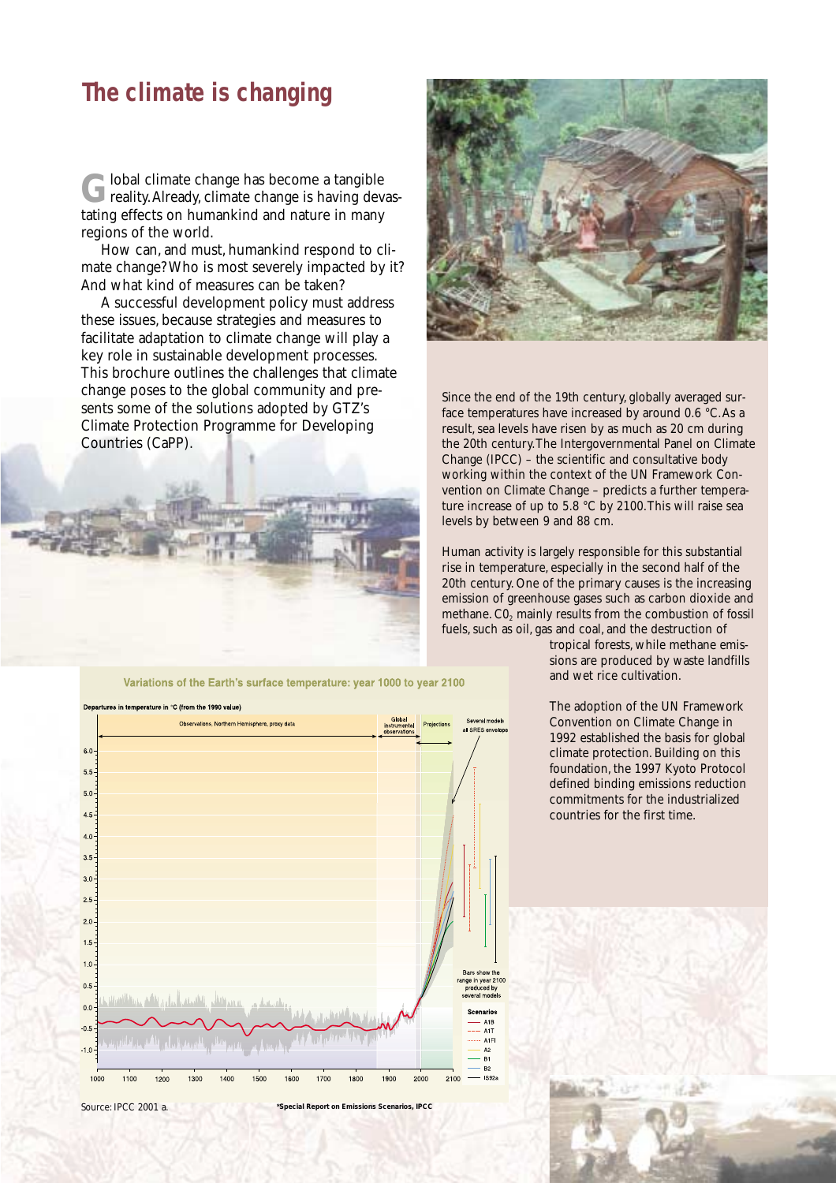# The climate is changing

Global climate change has become a tangible reality. Already, climate change is having devastating effects on humankind and nature in many regions of the world.

How can, and must, humankind respond to climate change? Who is most severely impacted by it? And what kind of measures can be taken?

A successful development policy must address these issues, because strategies and measures to facilitate adaptation to climate change will play a key role in sustainable development processes. This brochure outlines the challenges that climate change poses to the global community and presents some of the solutions adopted by GTZ's Climate Protection Programme for Developing Countries (CaPP).

Since the end of the 19th century, globally averaged surface temperatures have increased by around 0.6 °C. As a result, sea levels have risen by as much as 20 cm during the 20th century. The Intergovernmental Panel on Climate Change (IPCC) – the scientific and consultative body working within the context of the UN Framework Convention on Climate Change – predicts a further temperature increase of up to 5.8 °C by 2100. This will raise sea levels by between 9 and 88 cm.

Human activity is largely responsible for this substantial rise in temperature, especially in the second half of the 20th century. One of the primary causes is the increasing emission of greenhouse gases such as carbon dioxide and methane. $CO_2$ mainly results from the combustion of fossil fuels, such as oil, gas and coal, and the destruction of tropical forests, while methane emissions are produced by waste landfills and wet rice cultivation.

The adoption of the UN Framework Convention on Climate Change in 1992 established the basis for global climate protection. Building on this foundation, the 1997 Kyoto Protocol defined binding emissions reduction commitments for the industrialized countries for the first time.

**Variations of the Earth's surface temperature: year 1000 to year 2100**

Source: IPCC 2001 a.

*Special Report on Emissions Scenarios, IPCC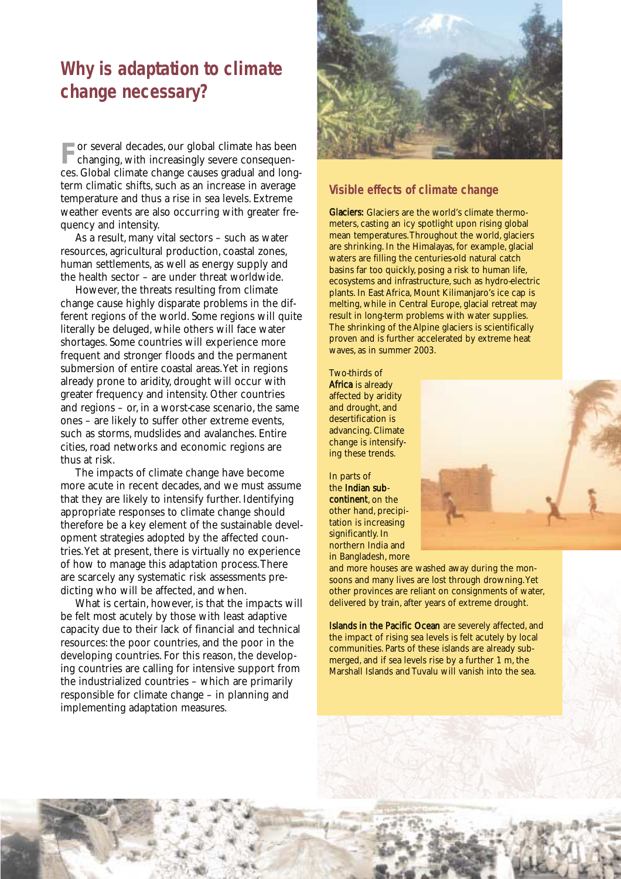## Why is adaptation to climate change necessary?

For several decades, our global climate has been changing, with increasingly severe consequences. Global climate change causes gradual and long-term climatic shifts, such as an increase in average temperature and thus a rise in sea levels. Extreme weather events are also occurring with greater frequency and intensity.

As a result, many vital sectors – such as water resources, agricultural production, coastal zones, human settlements, as well as energy supply and the health sector – are under threat worldwide.

However, the threats resulting from climate change cause highly disparate problems in the different regions of the world. Some regions will quite literally be deluged, while others will face water shortages. Some countries will experience more frequent and stronger floods and the permanent submersion of entire coastal areas. Yet in regions already prone to aridity, drought will occur with greater frequency and intensity. Other countries and regions – or, in a worst-case scenario, the same ones – are likely to suffer other extreme events, such as storms, mudslides and avalanches. Entire cities, road networks and economic regions are thus at risk.

The impacts of climate change have become more acute in recent decades, and we must assume that they are likely to intensify further. Identifying appropriate responses to climate change should therefore be a key element of the sustainable development strategies adopted by the affected countries. Yet at present, there is virtually no experience of how to manage this adaptation process. There are scarcely any systematic risk assessments predicting who will be affected, and when.

What is certain, however, is that the impacts will be felt most acutely by those with least adaptive capacity due to their lack of financial and technical resources: the poor countries, and the poor in the developing countries. For this reason, the developing countries are calling for intensive support from the industrialized countries – which are primarily responsible for climate change – in planning and implementing adaptation measures.

### Visible effects of climate change

**Glaciers:** Glaciers are the world's climate thermometers, casting an icy spotlight upon rising global mean temperatures. Throughout the world, glaciers are shrinking. In the Himalayas, for example, glacial waters are filling the centuries-old natural catch basins far too quickly, posing a risk to human life, ecosystems and infrastructure, such as hydro-electric plants. In East Africa, Mount Kilimanjaro's ice cap is melting, while in Central Europe, glacial retreat may result in long-term problems with water supplies. The shrinking of the Alpine glaciers is scientifically proven and is further accelerated by extreme heat waves, as in summer 2003.

Two-thirds of **Africa** is already affected by aridity and drought, and desertification is advancing. Climate change is intensifying these trends.

In parts of the **Indian subcontinent**, on the other hand, precipitation is increasing significantly. In northern India and in Bangladesh, more and more houses are washed away during the monsoons and many lives are lost through drowning. Yet other provinces are reliant on consignments of water, delivered by train, after years of extreme drought.

**Islands in the Pacific Ocean** are severely affected, and the impact of rising sea levels is felt acutely by local communities. Parts of these islands are already submerged, and if sea levels rise by a further 1 m, the Marshall Islands and Tuvalu will vanish into the sea.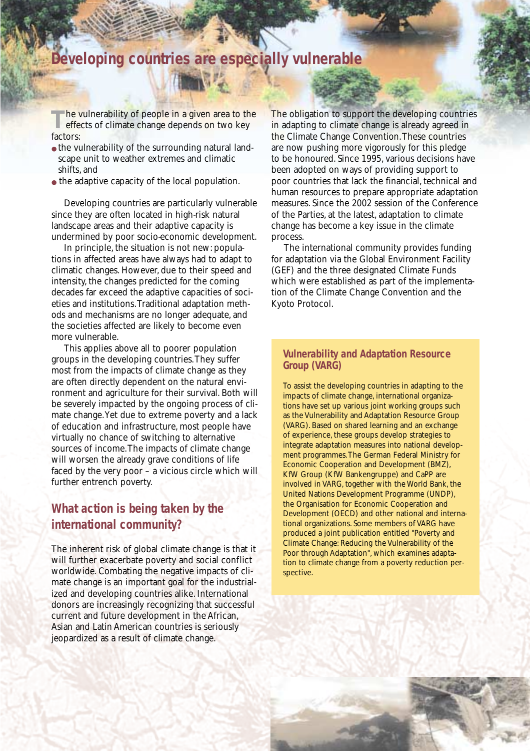# Developing countries are especially vulnerable

The vulnerability of people in a given area to the effects of climate change depends on two key factors:

- the vulnerability of the surrounding natural landscape unit to weather extremes and climatic shifts, and
- the adaptive capacity of the local population.

Developing countries are particularly vulnerable since they are often located in high-risk natural landscape areas and their adaptive capacity is undermined by poor socio-economic development.

In principle, the situation is not new: populations in affected areas have always had to adapt to climatic changes. However, due to their speed and intensity, the changes predicted for the coming decades far exceed the adaptive capacities of societies and institutions. Traditional adaptation methods and mechanisms are no longer adequate, and the societies affected are likely to become even more vulnerable.

This applies above all to poorer population groups in the developing countries. They suffer most from the impacts of climate change as they are often directly dependent on the natural environment and agriculture for their survival. Both will be severely impacted by the ongoing process of climate change. Yet due to extreme poverty and a lack of education and infrastructure, most people have virtually no chance of switching to alternative sources of income. The impacts of climate change will worsen the already grave conditions of life faced by the very poor – a vicious circle which will further entrench poverty.

## What action is being taken by the international community?

The inherent risk of global climate change is that it will further exacerbate poverty and social conflict worldwide. Combating the negative impacts of climate change is an important goal for the industrialized and developing countries alike. International donors are increasingly recognizing that successful current and future development in the African, Asian and Latin American countries is seriously jeopardized as a result of climate change.

The obligation to support the developing countries in adapting to climate change is already agreed in the Climate Change Convention. These countries are now pushing more vigorously for this pledge to be honoured. Since 1995, various decisions have been adopted on ways of providing support to poor countries that lack the financial, technical and human resources to prepare appropriate adaptation measures. Since the 2002 session of the Conference of the Parties, at the latest, adaptation to climate change has become a key issue in the climate process.

The international community provides funding for adaptation via the Global Environment Facility (GEF) and the three designated Climate Funds which were established as part of the implementation of the Climate Change Convention and the Kyoto Protocol.

### Vulnerability and Adaptation Resource Group (VARG)

To assist the developing countries in adapting to the impacts of climate change, international organizations have set up various joint working groups such as the Vulnerability and Adaptation Resource Group (VARG). Based on shared learning and an exchange of experience, these groups develop strategies to integrate adaptation measures into national development programmes. The German Federal Ministry for Economic Cooperation and Development (BMZ), KfW Group (KfW Bankengruppe) and CaPP are involved in VARG, together with the World Bank, the United Nations Development Programme (UNDP), the Organisation for Economic Cooperation and Development (OECD) and other national and international organizations. Some members of VARG have produced a joint publication entitled "Poverty and Climate Change: Reducing the Vulnerability of the Poor through Adaptation", which examines adaptation to climate change from a poverty reduction perspective.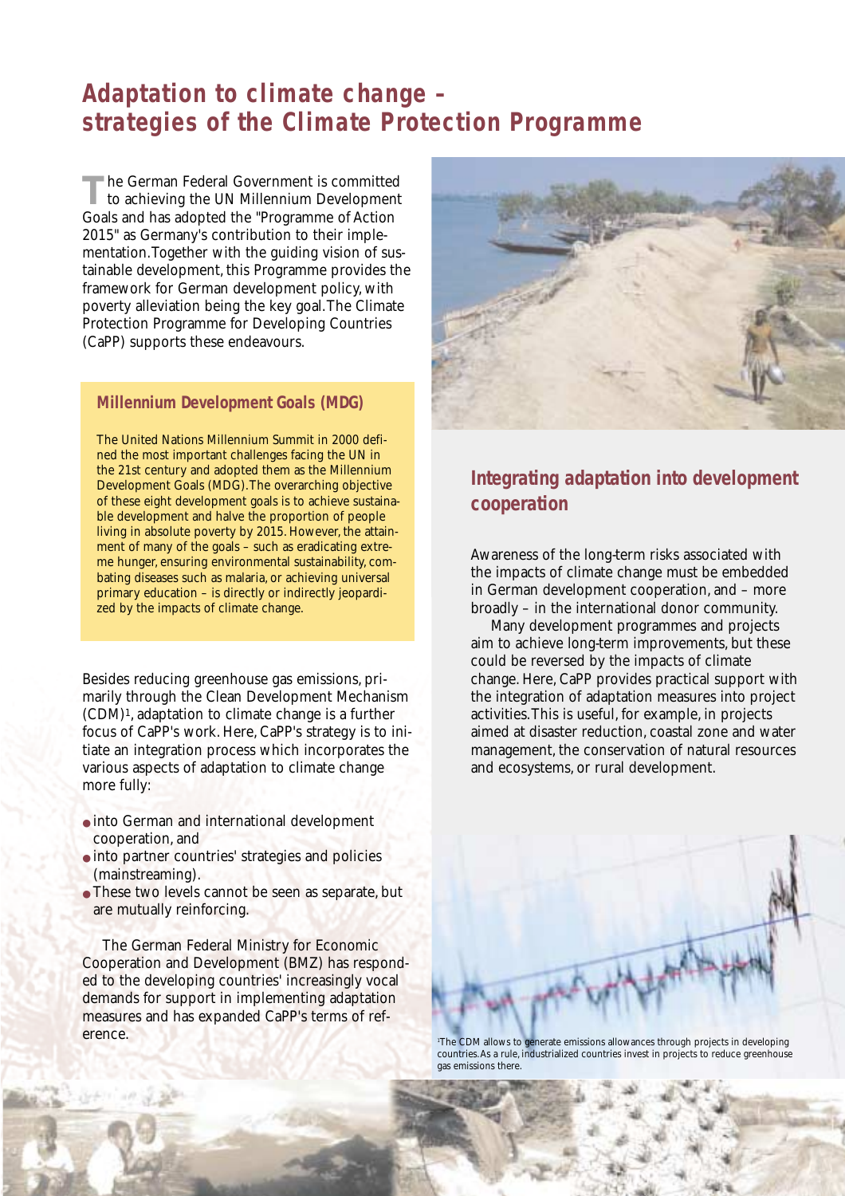# Adaptation to climate change – strategies of the Climate Protection Programme

The German Federal Government is committed to achieving the UN Millennium Development Goals and has adopted the "Programme of Action 2015" as Germany's contribution to their implementation. Together with the guiding vision of sustainable development, this Programme provides the framework for German development policy, with poverty alleviation being the key goal. The Climate Protection Programme for Developing Countries (CaPP) supports these endeavours.

### Millennium Development Goals (MDG)

The United Nations Millennium Summit in 2000 defined the most important challenges facing the UN in the 21st century and adopted them as the Millennium Development Goals (MDG). The overarching objective of these eight development goals is to achieve sustainable development and halve the proportion of people living in absolute poverty by 2015. However, the attainment of many of the goals – such as eradicating extreme hunger, ensuring environmental sustainability, combating diseases such as malaria, or achieving universal primary education – is directly or indirectly jeopardized by the impacts of climate change.

Besides reducing greenhouse gas emissions, primarily through the Clean Development Mechanism (CDM)[1], adaptation to climate change is a further focus of CaPP's work. Here, CaPP's strategy is to initiate an integration process which incorporates the various aspects of adaptation to climate change more fully:

- into German and international development cooperation, and
- into partner countries' strategies and policies (mainstreaming).
- These two levels cannot be seen as separate, but are mutually reinforcing.

The German Federal Ministry for Economic Cooperation and Development (BMZ) has responded to the developing countries' increasingly vocal demands for support in implementing adaptation measures and has expanded CaPP's terms of reference.

## Integrating adaptation into development cooperation

Awareness of the long-term risks associated with the impacts of climate change must be embedded in German development cooperation, and – more broadly – in the international donor community.

Many development programmes and projects aim to achieve long-term improvements, but these could be reversed by the impacts of climate change. Here, CaPP provides practical support with the integration of adaptation measures into project activities. This is useful, for example, in projects aimed at disaster reduction, coastal zone and water management, the conservation of natural resources and ecosystems, or rural development.

[1] The CDM allows to generate emissions allowances through projects in developing countries. As a rule, industrialized countries invest in projects to reduce greenhouse gas emissions there.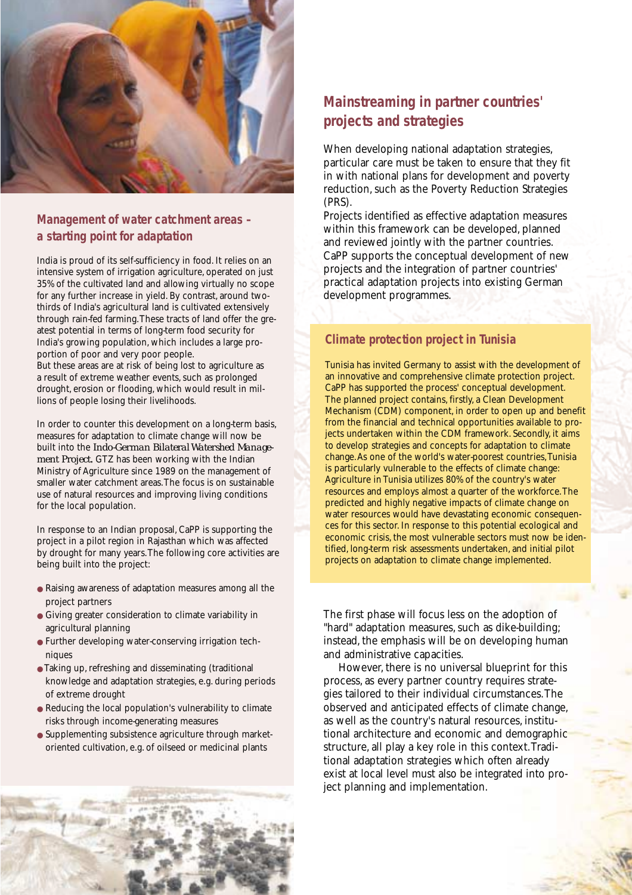## Management of water catchment areas – a starting point for adaptation

India is proud of its self-sufficiency in food. It relies on an intensive system of irrigation agriculture, operated on just 35% of the cultivated land and allowing virtually no scope for any further increase in yield. By contrast, around two-thirds of India's agricultural land is cultivated extensively through rain-fed farming. These tracts of land offer the greatest potential in terms of long-term food security for India's growing population, which includes a large proportion of poor and very poor people.

But these areas are at risk of being lost to agriculture as a result of extreme weather events, such as prolonged drought, erosion or flooding, which would result in millions of people losing their livelihoods.

In order to counter this development on a long-term basis, measures for adaptation to climate change will now be built into the *Indo-German Bilateral Watershed Management Project*. GTZ has been working with the Indian Ministry of Agriculture since 1989 on the management of smaller water catchment areas. The focus is on sustainable use of natural resources and improving living conditions for the local population.

In response to an Indian proposal, CaPP is supporting the project in a pilot region in Rajasthan which was affected by drought for many years. The following core activities are being built into the project:

- Raising awareness of adaptation measures among all the project partners
- Giving greater consideration to climate variability in agricultural planning
- Further developing water-conserving irrigation techniques
- Taking up, refreshing and disseminating (traditional knowledge and adaptation strategies, e.g. during periods of extreme drought
- Reducing the local population's vulnerability to climate risks through income-generating measures
- Supplementing subsistence agriculture through market-oriented cultivation, e.g. of oilseed or medicinal plants

## Mainstreaming in partner countries' projects and strategies

When developing national adaptation strategies, particular care must be taken to ensure that they fit in with national plans for development and poverty reduction, such as the Poverty Reduction Strategies (PRS).

Projects identified as effective adaptation measures within this framework can be developed, planned and reviewed jointly with the partner countries. CaPP supports the conceptual development of new projects and the integration of partner countries' practical adaptation projects into existing German development programmes.

### Climate protection project in Tunisia

Tunisia has invited Germany to assist with the development of an innovative and comprehensive climate protection project. CaPP has supported the process' conceptual development. The planned project contains, firstly, a Clean Development Mechanism (CDM) component, in order to open up and benefit from the financial and technical opportunities available to projects undertaken within the CDM framework. Secondly, it aims to develop strategies and concepts for adaptation to climate change. As one of the world's water-poorest countries, Tunisia is particularly vulnerable to the effects of climate change: Agriculture in Tunisia utilizes 80% of the country's water resources and employs almost a quarter of the workforce. The predicted and highly negative impacts of climate change on water resources would have devastating economic consequences for this sector. In response to this potential ecological and economic crisis, the most vulnerable sectors must now be identified, long-term risk assessments undertaken, and initial pilot projects on adaptation to climate change implemented.

The first phase will focus less on the adoption of "hard" adaptation measures, such as dike-building; instead, the emphasis will be on developing human and administrative capacities.

However, there is no universal blueprint for this process, as every partner country requires strategies tailored to their individual circumstances. The observed and anticipated effects of climate change, as well as the country's natural resources, institutional architecture and economic and demographic structure, all play a key role in this context. Traditional adaptation strategies which often already exist at local level must also be integrated into project planning and implementation.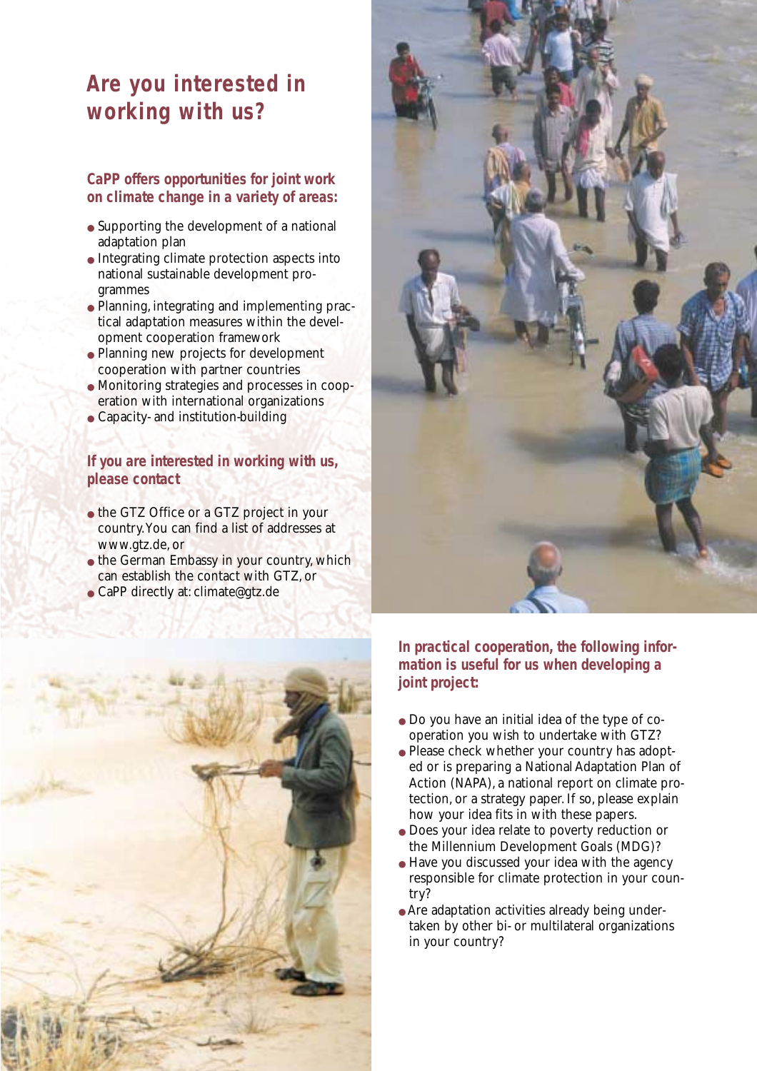# Are you interested in working with us?

**CaPP offers opportunities for joint work on climate change in a variety of areas:**

- Supporting the development of a national adaptation plan
- Integrating climate protection aspects into national sustainable development programmes
- Planning, integrating and implementing practical adaptation measures within the development cooperation framework
- Planning new projects for development cooperation with partner countries
- Monitoring strategies and processes in cooperation with international organizations
- Capacity- and institution-building

**If you are interested in working with us, please contact**

- the GTZ Office or a GTZ project in your country. You can find a list of addresses at www.gtz.de, or
- the German Embassy in your country, which can establish the contact with GTZ, or
- CaPP directly at: climate@gtz.de

**In practical cooperation, the following information is useful for us when developing a joint project:**

- Do you have an initial idea of the type of cooperation you wish to undertake with GTZ?
- Please check whether your country has adopted or is preparing a National Adaptation Plan of Action (NAPA), a national report on climate protection, or a strategy paper. If so, please explain how your idea fits in with these papers.
- Does your idea relate to poverty reduction or the Millennium Development Goals (MDG)?
- Have you discussed your idea with the agency responsible for climate protection in your country?
- Are adaptation activities already being undertaken by other bi- or multilateral organizations in your country?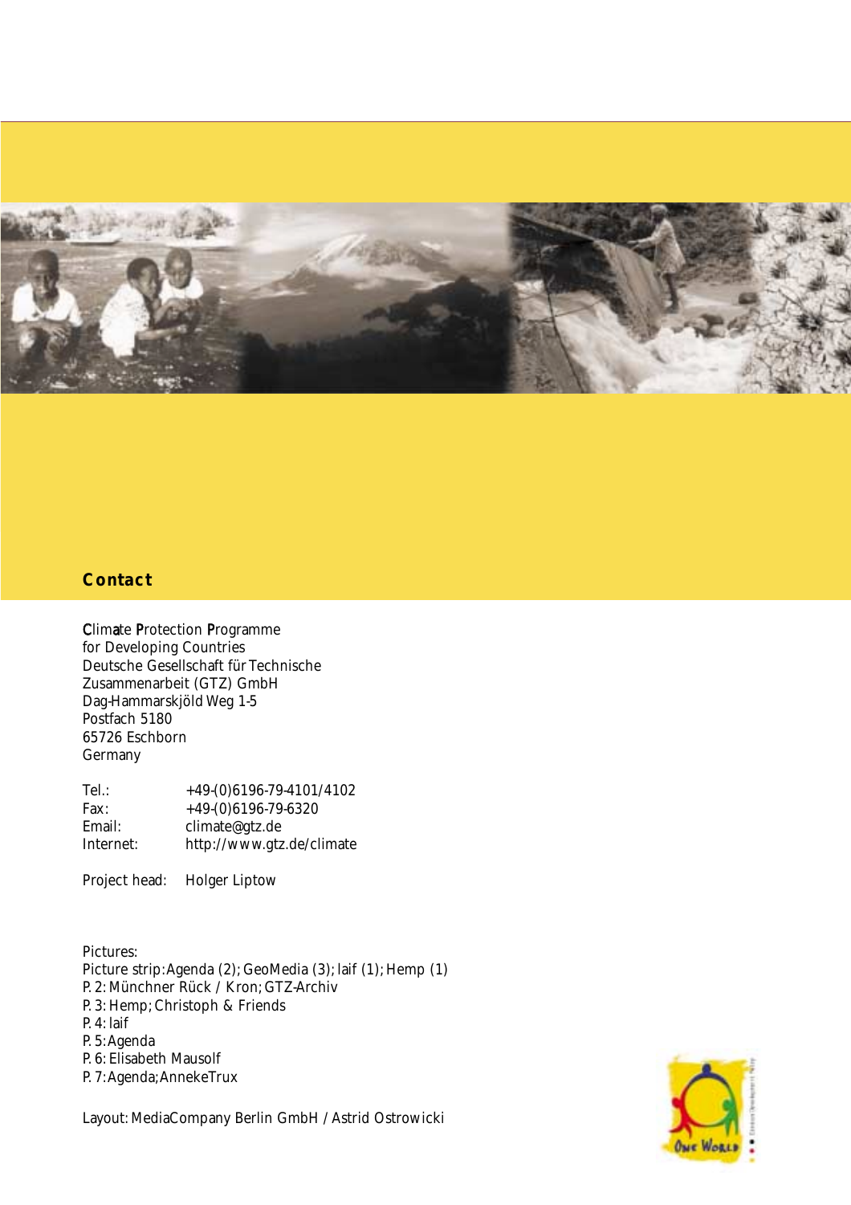## Contact

Climate Protection Programme
for Developing Countries
Deutsche Gesellschaft für Technische
Zusammenarbeit (GTZ) GmbH
Dag-Hammarskjöld Weg 1-5
Postfach 5180
65726 Eschborn
Germany

| | |
|---|---|
| Tel.: | +49-(0)6196-79-4101/4102 |
| Fax: | +49-(0)6196-79-6320 |
| Email: | climate@gtz.de |
| Internet: | http://www.gtz.de/climate |

Project head: Holger Liptow

Pictures:
Picture strip: Agenda (2); GeoMedia (3); laif (1); Hemp (1)
P. 2: Münchner Rück / Kron; GTZ-Archiv
P. 3: Hemp; Christoph & Friends
P. 4: laif
P. 5: Agenda
P. 6: Elisabeth Mausolf
P. 7: Agenda; AnnekeTrux

Layout: MediaCompany Berlin GmbH / Astrid Ostrowicki